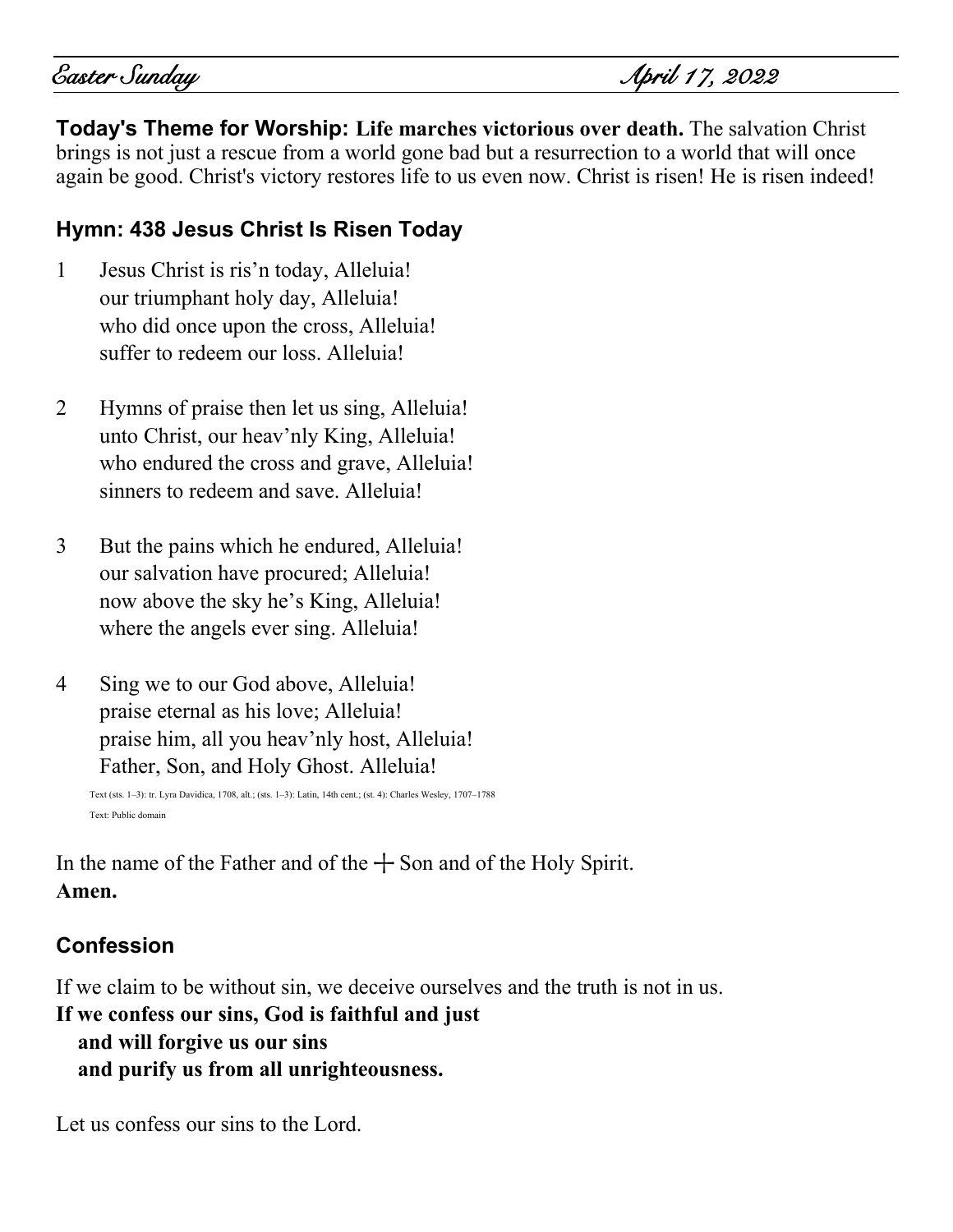*Easter Sunday* *April 17, 2022*

**Today's Theme for Worship: Life marches victorious over death.** The salvation Christ brings is not just a rescue from a world gone bad but a resurrection to a world that will once again be good. Christ's victory restores life to us even now. Christ is risen! He is risen indeed!

### Hymn: 438 Jesus Christ Is Risen Today

1 Jesus Christ is ris'n today, Alleluia!
our triumphant holy day, Alleluia!
who did once upon the cross, Alleluia!
suffer to redeem our loss. Alleluia!

2 Hymns of praise then let us sing, Alleluia!
unto Christ, our heav'nly King, Alleluia!
who endured the cross and grave, Alleluia!
sinners to redeem and save. Alleluia!

3 But the pains which he endured, Alleluia!
our salvation have procured; Alleluia!
now above the sky he's King, Alleluia!
where the angels ever sing. Alleluia!

4 Sing we to our God above, Alleluia!
praise eternal as his love; Alleluia!
praise him, all you heav'nly host, Alleluia!
Father, Son, and Holy Ghost. Alleluia!

Text (sts. 1–3): tr. Lyra Davidica, 1708, alt.; (sts. 1–3): Latin, 14th cent.; (st. 4): Charles Wesley, 1707–1788
Text: Public domain

In the name of the Father and of the ☩ Son and of the Holy Spirit.
**Amen.**

### Confession

If we claim to be without sin, we deceive ourselves and the truth is not in us.
**If we confess our sins, God is faithful and just**
**and will forgive us our sins**
**and purify us from all unrighteousness.**

Let us confess our sins to the Lord.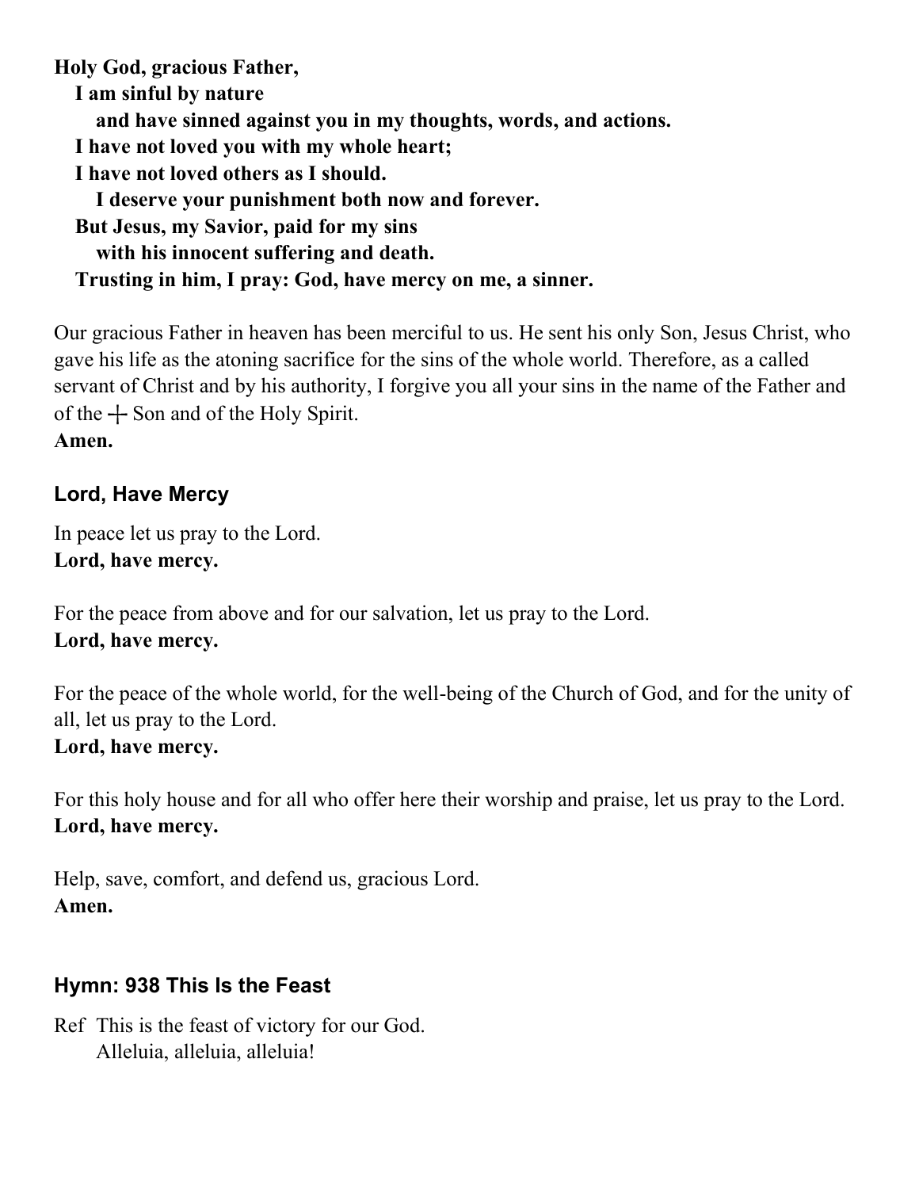**Holy God, gracious Father,**
**I am sinful by nature**
**and have sinned against you in my thoughts, words, and actions.**
**I have not loved you with my whole heart;**
**I have not loved others as I should.**
**I deserve your punishment both now and forever.**
**But Jesus, my Savior, paid for my sins**
**with his innocent suffering and death.**
**Trusting in him, I pray: God, have mercy on me, a sinner.**

Our gracious Father in heaven has been merciful to us. He sent his only Son, Jesus Christ, who gave his life as the atoning sacrifice for the sins of the whole world. Therefore, as a called servant of Christ and by his authority, I forgive you all your sins in the name of the Father and of the ┼ Son and of the Holy Spirit.
**Amen.**

### Lord, Have Mercy

In peace let us pray to the Lord.
**Lord, have mercy.**

For the peace from above and for our salvation, let us pray to the Lord.
**Lord, have mercy.**

For the peace of the whole world, for the well-being of the Church of God, and for the unity of all, let us pray to the Lord.
**Lord, have mercy.**

For this holy house and for all who offer here their worship and praise, let us pray to the Lord.
**Lord, have mercy.**

Help, save, comfort, and defend us, gracious Lord.
**Amen.**

### Hymn: 938 This Is the Feast

Ref This is the feast of victory for our God.
Alleluia, alleluia, alleluia!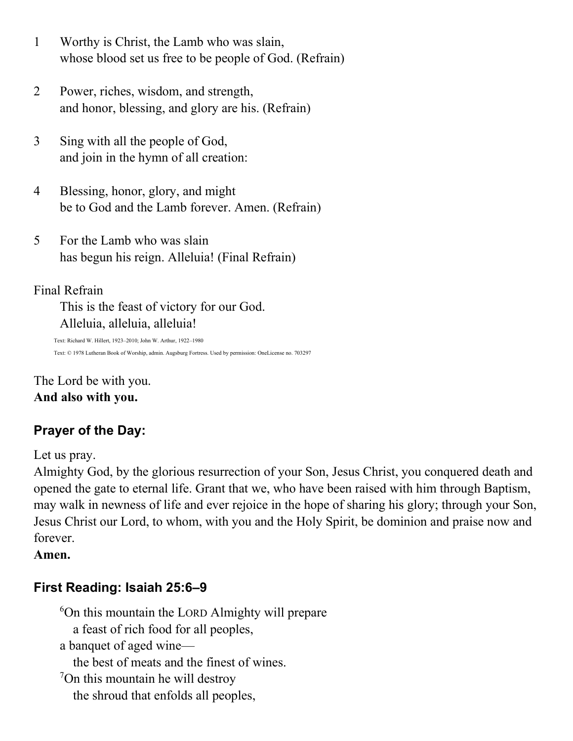1 Worthy is Christ, the Lamb who was slain,
whose blood set us free to be people of God. (Refrain)

2 Power, riches, wisdom, and strength,
and honor, blessing, and glory are his. (Refrain)

3 Sing with all the people of God,
and join in the hymn of all creation:

4 Blessing, honor, glory, and might
be to God and the Lamb forever. Amen. (Refrain)

5 For the Lamb who was slain
has begun his reign. Alleluia! (Final Refrain)

Final Refrain

This is the feast of victory for our God.
Alleluia, alleluia, alleluia!

Text: Richard W. Hillert, 1923–2010; John W. Arthur, 1922–1980

Text: © 1978 Lutheran Book of Worship, admin. Augsburg Fortress. Used by permission: OneLicense no. 703297

The Lord be with you.
**And also with you.**

## Prayer of the Day:

Let us pray.
Almighty God, by the glorious resurrection of your Son, Jesus Christ, you conquered death and opened the gate to eternal life. Grant that we, who have been raised with him through Baptism, may walk in newness of life and ever rejoice in the hope of sharing his glory; through your Son, Jesus Christ our Lord, to whom, with you and the Holy Spirit, be dominion and praise now and forever.
**Amen.**

## First Reading: Isaiah 25:6–9

[6]On this mountain the LORD Almighty will prepare
a feast of rich food for all peoples,
a banquet of aged wine—
the best of meats and the finest of wines.
[7]On this mountain he will destroy
the shroud that enfolds all peoples,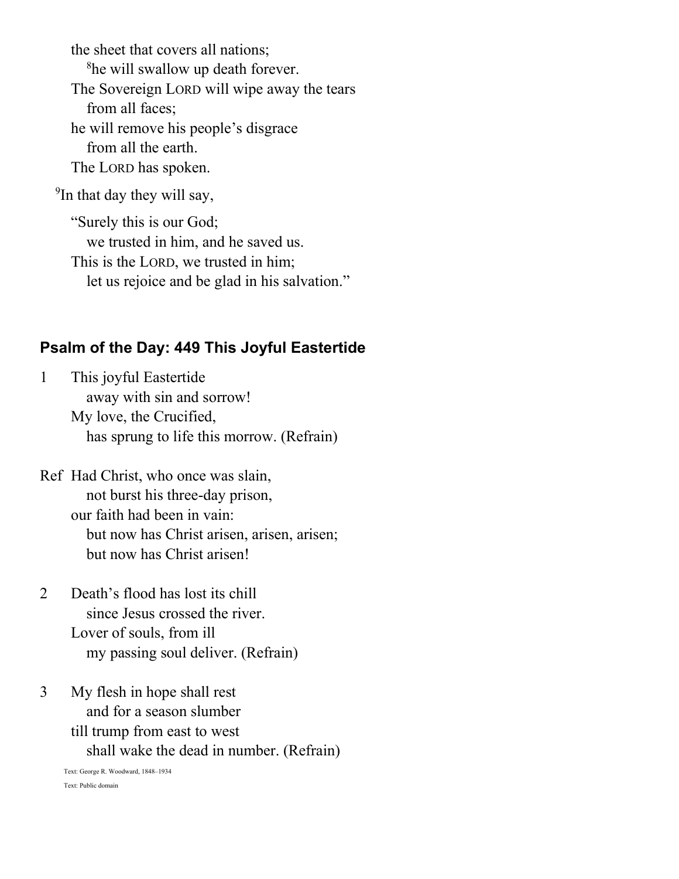the sheet that covers all nations;
  [8]he will swallow up death forever.
The Sovereign LORD will wipe away the tears
  from all faces;
he will remove his people's disgrace
  from all the earth.
The LORD has spoken.

[9]In that day they will say,

"Surely this is our God;
  we trusted in him, and he saved us.
This is the LORD, we trusted in him;
  let us rejoice and be glad in his salvation."

## Psalm of the Day: 449 This Joyful Eastertide

1 This joyful Eastertide
  away with sin and sorrow!
My love, the Crucified,
  has sprung to life this morrow. (Refrain)

Ref Had Christ, who once was slain,
  not burst his three-day prison,
our faith had been in vain:
  but now has Christ arisen, arisen, arisen;
  but now has Christ arisen!

2 Death's flood has lost its chill
  since Jesus crossed the river.
Lover of souls, from ill
  my passing soul deliver. (Refrain)

3 My flesh in hope shall rest
  and for a season slumber
till trump from east to west
  shall wake the dead in number. (Refrain)

Text: George R. Woodward, 1848–1934

Text: Public domain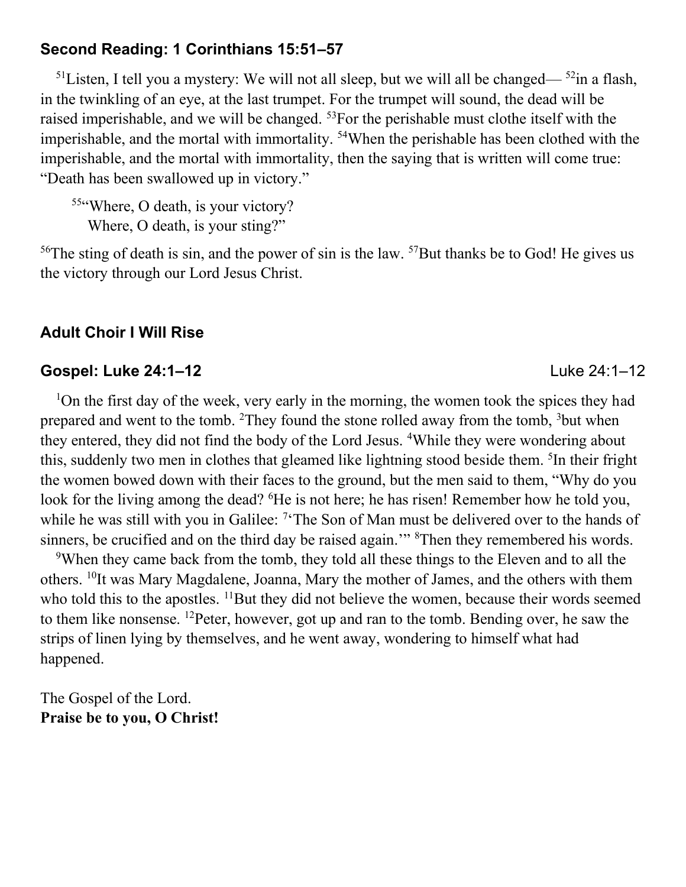### Second Reading: 1 Corinthians 15:51–57

[51]Listen, I tell you a mystery: We will not all sleep, but we will all be changed— [52]in a flash, in the twinkling of an eye, at the last trumpet. For the trumpet will sound, the dead will be raised imperishable, and we will be changed. [53]For the perishable must clothe itself with the imperishable, and the mortal with immortality. [54]When the perishable has been clothed with the imperishable, and the mortal with immortality, then the saying that is written will come true: "Death has been swallowed up in victory."

> [55]"Where, O death, is your victory?
> Where, O death, is your sting?"

[56]The sting of death is sin, and the power of sin is the law. [57]But thanks be to God! He gives us the victory through our Lord Jesus Christ.

### Adult Choir I Will Rise

### Gospel: Luke 24:1–12

Luke 24:1–12

[1]On the first day of the week, very early in the morning, the women took the spices they had prepared and went to the tomb. [2]They found the stone rolled away from the tomb, [3]but when they entered, they did not find the body of the Lord Jesus. [4]While they were wondering about this, suddenly two men in clothes that gleamed like lightning stood beside them. [5]In their fright the women bowed down with their faces to the ground, but the men said to them, "Why do you look for the living among the dead? [6]He is not here; he has risen! Remember how he told you, while he was still with you in Galilee: [7]'The Son of Man must be delivered over to the hands of sinners, be crucified and on the third day be raised again.'" [8]Then they remembered his words.

[9]When they came back from the tomb, they told all these things to the Eleven and to all the others. [10]It was Mary Magdalene, Joanna, Mary the mother of James, and the others with them who told this to the apostles. [11]But they did not believe the women, because their words seemed to them like nonsense. [12]Peter, however, got up and ran to the tomb. Bending over, he saw the strips of linen lying by themselves, and he went away, wondering to himself what had happened.

The Gospel of the Lord.
**Praise be to you, O Christ!**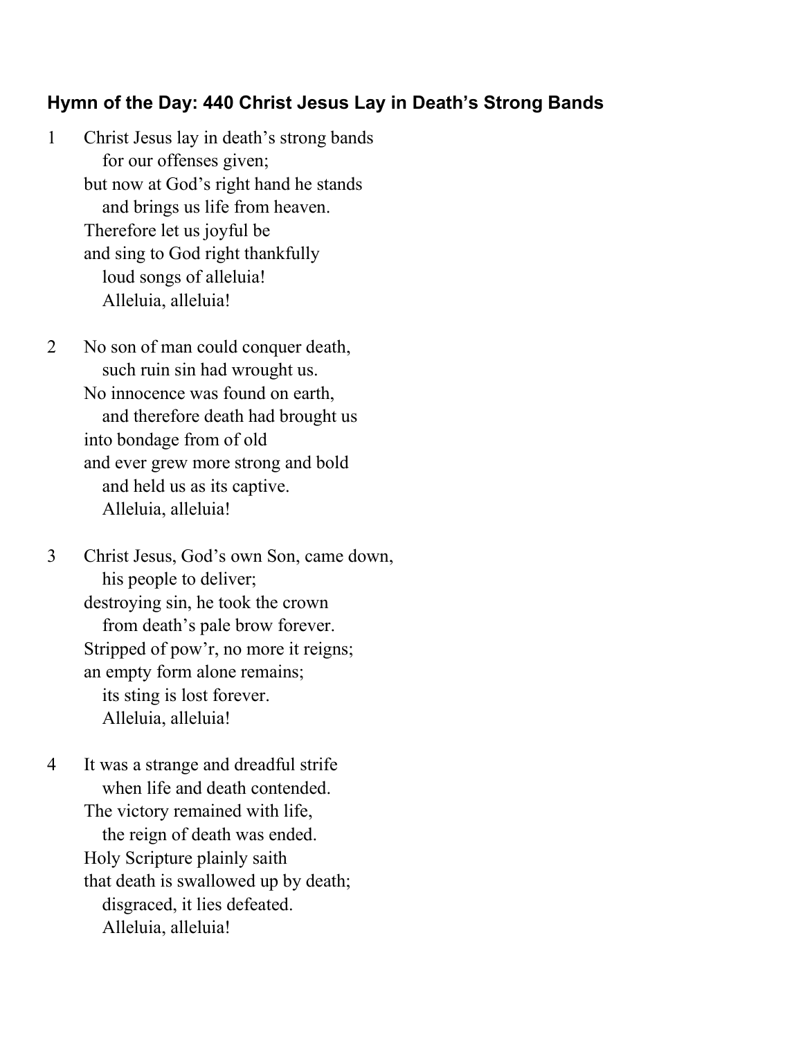### Hymn of the Day: 440 Christ Jesus Lay in Death's Strong Bands

1 Christ Jesus lay in death's strong bands
   for our offenses given;
but now at God's right hand he stands
   and brings us life from heaven.
Therefore let us joyful be
and sing to God right thankfully
   loud songs of alleluia!
   Alleluia, alleluia!

2 No son of man could conquer death,
   such ruin sin had wrought us.
No innocence was found on earth,
   and therefore death had brought us
into bondage from of old
and ever grew more strong and bold
   and held us as its captive.
   Alleluia, alleluia!

3 Christ Jesus, God's own Son, came down,
   his people to deliver;
destroying sin, he took the crown
   from death's pale brow forever.
Stripped of pow'r, no more it reigns;
an empty form alone remains;
   its sting is lost forever.
   Alleluia, alleluia!

4 It was a strange and dreadful strife
   when life and death contended.
The victory remained with life,
   the reign of death was ended.
Holy Scripture plainly saith
that death is swallowed up by death;
   disgraced, it lies defeated.
   Alleluia, alleluia!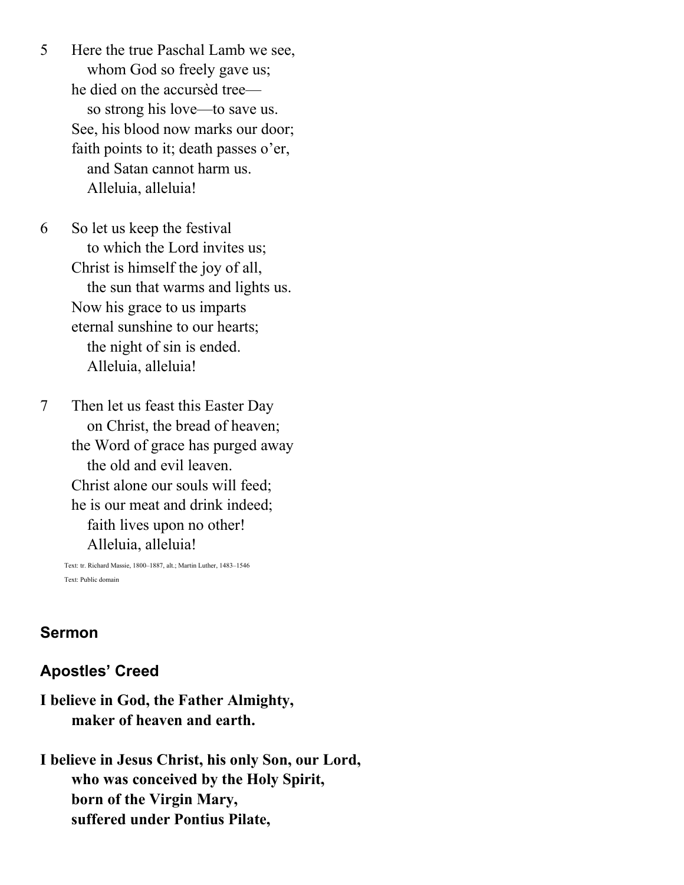5 Here the true Paschal Lamb we see,
whom God so freely gave us;
he died on the accursèd tree—
so strong his love—to save us.
See, his blood now marks our door;
faith points to it; death passes o'er,
and Satan cannot harm us.
Alleluia, alleluia!

6 So let us keep the festival
to which the Lord invites us;
Christ is himself the joy of all,
the sun that warms and lights us.
Now his grace to us imparts
eternal sunshine to our hearts;
the night of sin is ended.
Alleluia, alleluia!

7 Then let us feast this Easter Day
on Christ, the bread of heaven;
the Word of grace has purged away
the old and evil leaven.
Christ alone our souls will feed;
he is our meat and drink indeed;
faith lives upon no other!
Alleluia, alleluia!

Text: tr. Richard Massie, 1800–1887, alt.; Martin Luther, 1483–1546
Text: Public domain

## Sermon

## Apostles' Creed

**I believe in God, the Father Almighty,**
**maker of heaven and earth.**

**I believe in Jesus Christ, his only Son, our Lord,**
**who was conceived by the Holy Spirit,**
**born of the Virgin Mary,**
**suffered under Pontius Pilate,**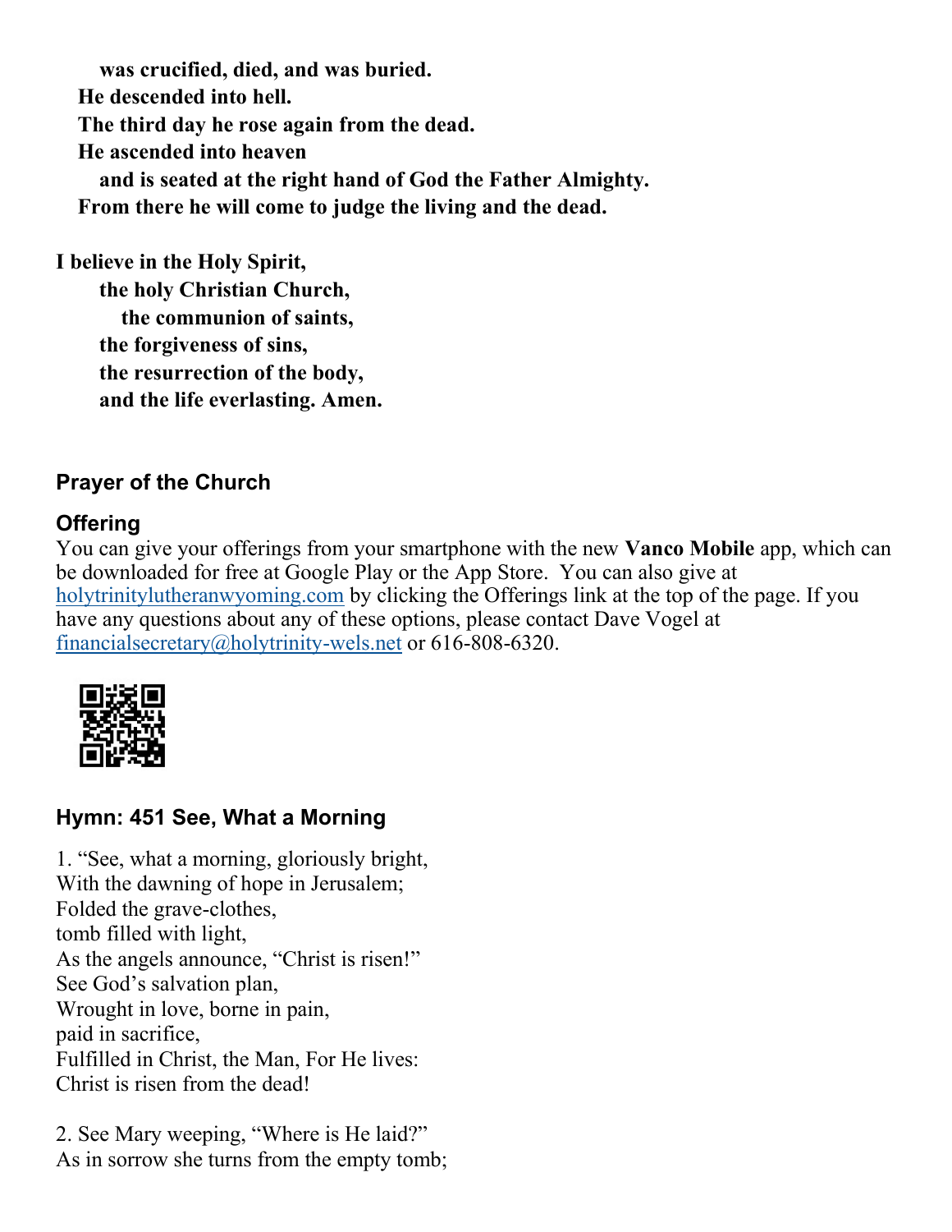**was crucified, died, and was buried.**
**He descended into hell.**
**The third day he rose again from the dead.**
**He ascended into heaven**
**and is seated at the right hand of God the Father Almighty.**
**From there he will come to judge the living and the dead.**

**I believe in the Holy Spirit,**
**the holy Christian Church,**
**the communion of saints,**
**the forgiveness of sins,**
**the resurrection of the body,**
**and the life everlasting. Amen.**

## Prayer of the Church

## Offering

You can give your offerings from your smartphone with the new **Vanco Mobile** app, which can be downloaded for free at Google Play or the App Store. You can also give at holytrinitylutheranwyoming.com by clicking the Offerings link at the top of the page. If you have any questions about any of these options, please contact Dave Vogel at financialsecretary@holytrinity-wels.net or 616-808-6320.

## Hymn: 451 See, What a Morning

1. "See, what a morning, gloriously bright,
With the dawning of hope in Jerusalem;
Folded the grave-clothes,
tomb filled with light,
As the angels announce, "Christ is risen!"
See God's salvation plan,
Wrought in love, borne in pain,
paid in sacrifice,
Fulfilled in Christ, the Man, For He lives:
Christ is risen from the dead!

2. See Mary weeping, "Where is He laid?"
As in sorrow she turns from the empty tomb;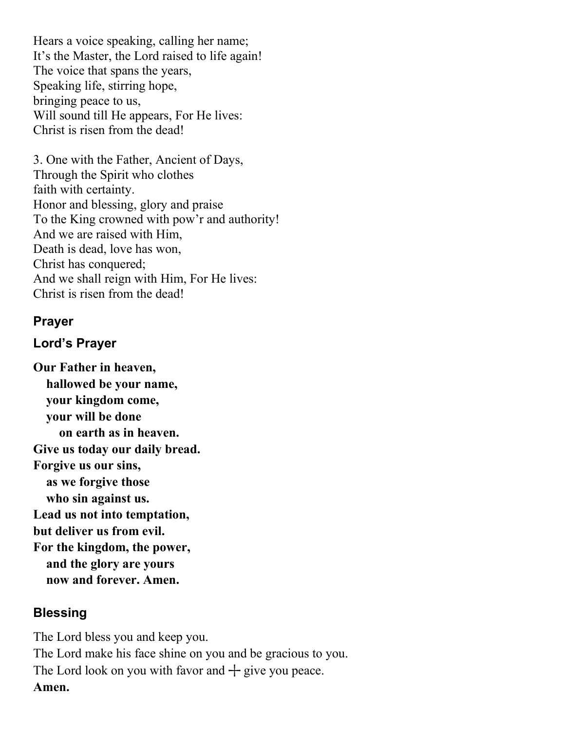Hears a voice speaking, calling her name;
It’s the Master, the Lord raised to life again!
The voice that spans the years,
Speaking life, stirring hope,
bringing peace to us,
Will sound till He appears, For He lives:
Christ is risen from the dead!

3. One with the Father, Ancient of Days,
Through the Spirit who clothes
faith with certainty.
Honor and blessing, glory and praise
To the King crowned with pow’r and authority!
And we are raised with Him,
Death is dead, love has won,
Christ has conquered;
And we shall reign with Him, For He lives:
Christ is risen from the dead!

### Prayer

### Lord’s Prayer

**Our Father in heaven,**
**hallowed be your name,**
**your kingdom come,**
**your will be done**
**on earth as in heaven.**
**Give us today our daily bread.**
**Forgive us our sins,**
**as we forgive those**
**who sin against us.**
**Lead us not into temptation,**
**but deliver us from evil.**
**For the kingdom, the power,**
**and the glory are yours**
**now and forever. Amen.**

### Blessing

The Lord bless you and keep you.
The Lord make his face shine on you and be gracious to you.
The Lord look on you with favor and ┼ give you peace.
**Amen.**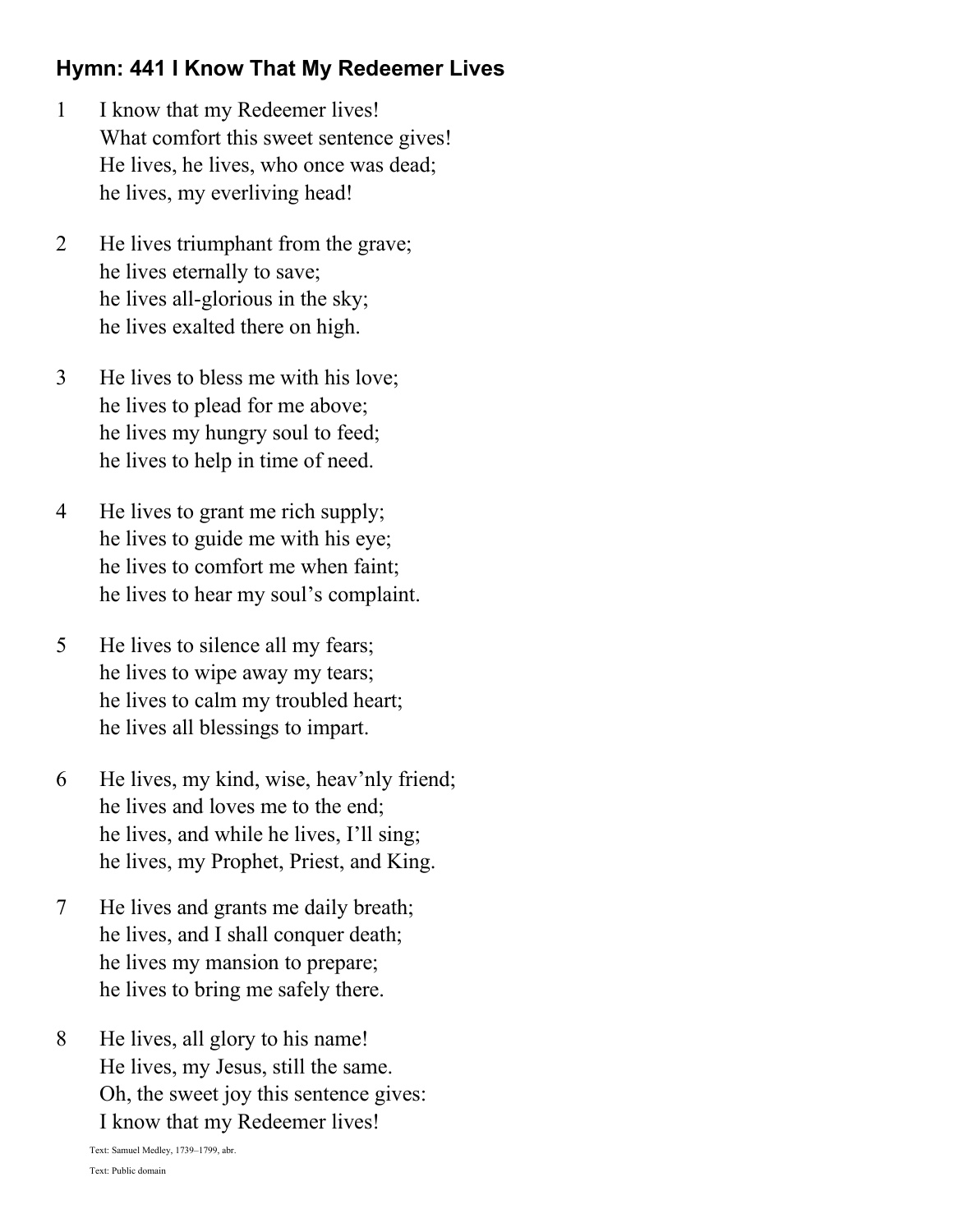### Hymn: 441 I Know That My Redeemer Lives

1 I know that my Redeemer lives!
What comfort this sweet sentence gives!
He lives, he lives, who once was dead;
he lives, my everliving head!

2 He lives triumphant from the grave;
he lives eternally to save;
he lives all-glorious in the sky;
he lives exalted there on high.

3 He lives to bless me with his love;
he lives to plead for me above;
he lives my hungry soul to feed;
he lives to help in time of need.

4 He lives to grant me rich supply;
he lives to guide me with his eye;
he lives to comfort me when faint;
he lives to hear my soul's complaint.

5 He lives to silence all my fears;
he lives to wipe away my tears;
he lives to calm my troubled heart;
he lives all blessings to impart.

6 He lives, my kind, wise, heav'nly friend;
he lives and loves me to the end;
he lives, and while he lives, I'll sing;
he lives, my Prophet, Priest, and King.

7 He lives and grants me daily breath;
he lives, and I shall conquer death;
he lives my mansion to prepare;
he lives to bring me safely there.

8 He lives, all glory to his name!
He lives, my Jesus, still the same.
Oh, the sweet joy this sentence gives:
I know that my Redeemer lives!

Text: Samuel Medley, 1739–1799, abr.

Text: Public domain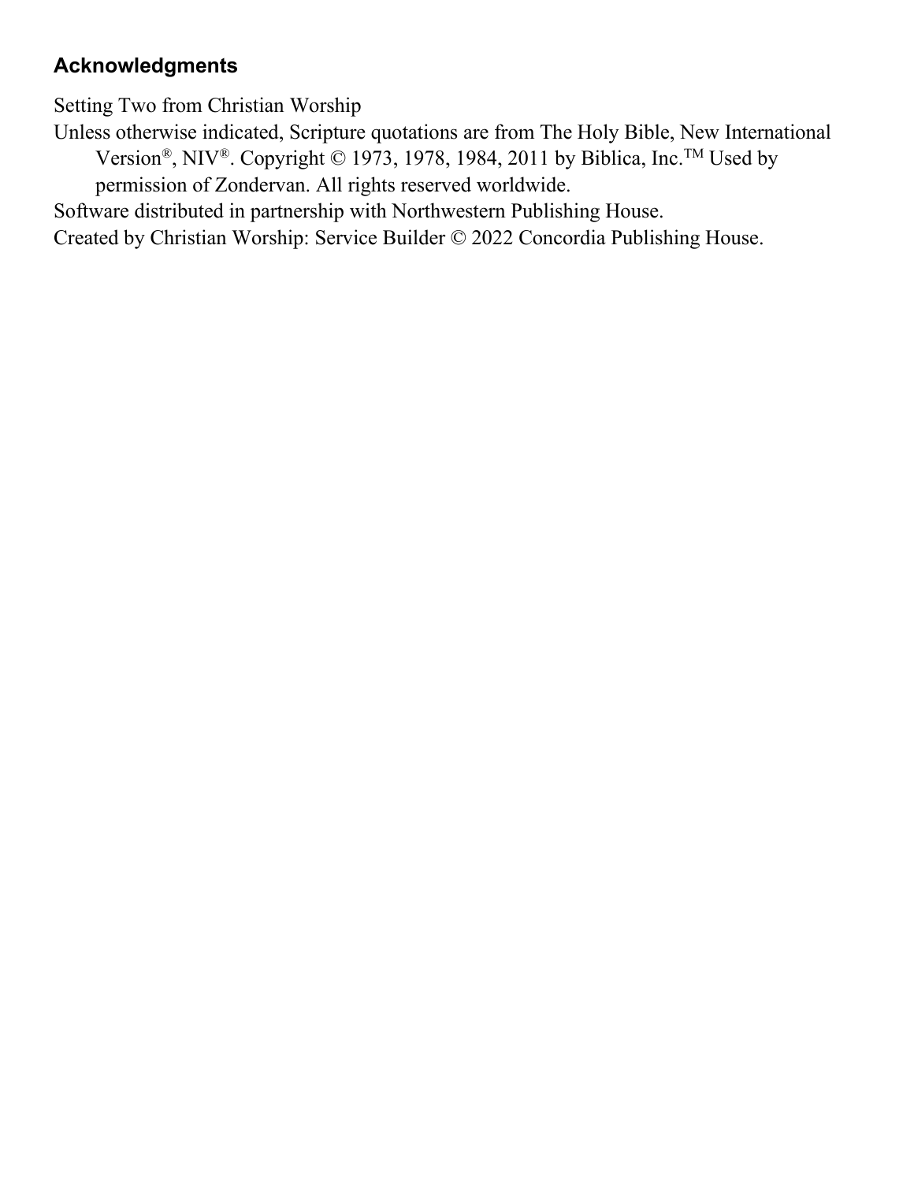## Acknowledgments

Setting Two from Christian Worship

Unless otherwise indicated, Scripture quotations are from The Holy Bible, New International Version®, NIV®. Copyright © 1973, 1978, 1984, 2011 by Biblica, Inc.™ Used by permission of Zondervan. All rights reserved worldwide.

Software distributed in partnership with Northwestern Publishing House.

Created by Christian Worship: Service Builder © 2022 Concordia Publishing House.